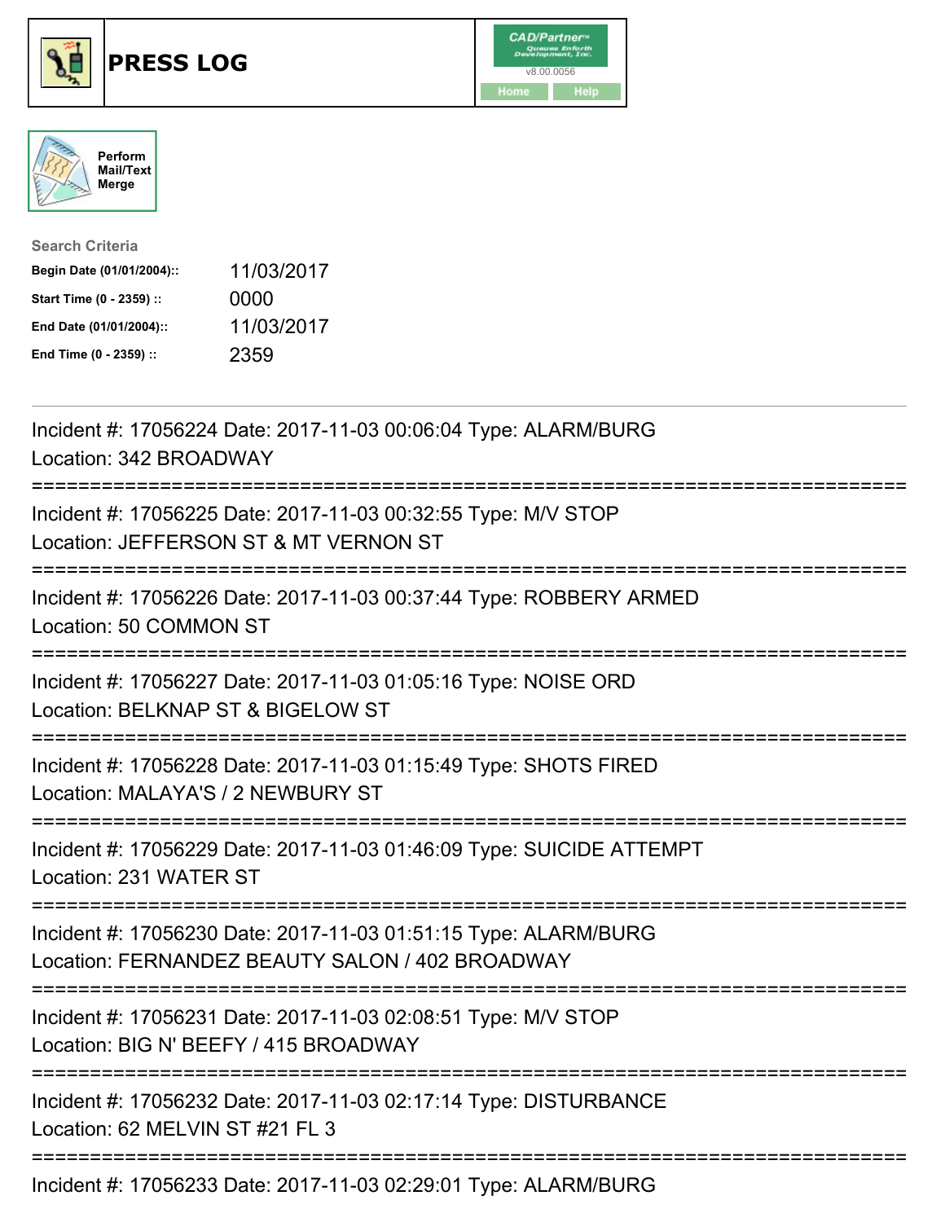# PRESS LOG

CAD/Partner™ v8.00.0056

Home Help

Perform Mail/Text Merge

**Search Criteria**

| | |
|---|---|
| **Begin Date (01/01/2004)::** | 11/03/2017 |
| **Start Time (0 - 2359) ::** | 0000 |
| **End Date (01/01/2004)::** | 11/03/2017 |
| **End Time (0 - 2359) ::** | 2359 |

---

Incident #: 17056224 Date: 2017-11-03 00:06:04 Type: ALARM/BURG
Location: 342 BROADWAY

===========================================================================

Incident #: 17056225 Date: 2017-11-03 00:32:55 Type: M/V STOP
Location: JEFFERSON ST & MT VERNON ST

===========================================================================

Incident #: 17056226 Date: 2017-11-03 00:37:44 Type: ROBBERY ARMED
Location: 50 COMMON ST

===========================================================================

Incident #: 17056227 Date: 2017-11-03 01:05:16 Type: NOISE ORD
Location: BELKNAP ST & BIGELOW ST

===========================================================================

Incident #: 17056228 Date: 2017-11-03 01:15:49 Type: SHOTS FIRED
Location: MALAYA'S / 2 NEWBURY ST

===========================================================================

Incident #: 17056229 Date: 2017-11-03 01:46:09 Type: SUICIDE ATTEMPT
Location: 231 WATER ST

===========================================================================

Incident #: 17056230 Date: 2017-11-03 01:51:15 Type: ALARM/BURG
Location: FERNANDEZ BEAUTY SALON / 402 BROADWAY

===========================================================================

Incident #: 17056231 Date: 2017-11-03 02:08:51 Type: M/V STOP
Location: BIG N' BEEFY / 415 BROADWAY

===========================================================================

Incident #: 17056232 Date: 2017-11-03 02:17:14 Type: DISTURBANCE
Location: 62 MELVIN ST #21 FL 3

===========================================================================

Incident #: 17056233 Date: 2017-11-03 02:29:01 Type: ALARM/BURG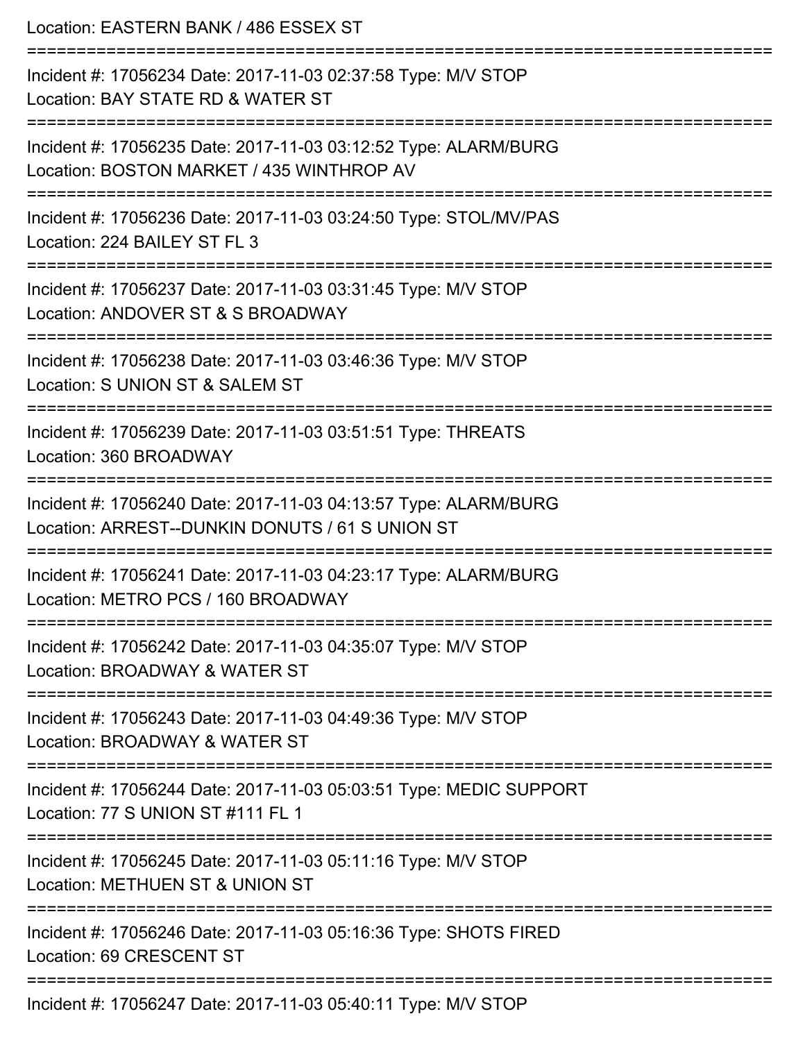Location: EASTERN BANK / 486 ESSEX ST

===========================================================================

Incident #: 17056234 Date: 2017-11-03 02:37:58 Type: M/V STOP
Location: BAY STATE RD & WATER ST

===========================================================================

Incident #: 17056235 Date: 2017-11-03 03:12:52 Type: ALARM/BURG
Location: BOSTON MARKET / 435 WINTHROP AV

===========================================================================

Incident #: 17056236 Date: 2017-11-03 03:24:50 Type: STOL/MV/PAS
Location: 224 BAILEY ST FL 3

===========================================================================

Incident #: 17056237 Date: 2017-11-03 03:31:45 Type: M/V STOP
Location: ANDOVER ST & S BROADWAY

===========================================================================

Incident #: 17056238 Date: 2017-11-03 03:46:36 Type: M/V STOP
Location: S UNION ST & SALEM ST

===========================================================================

Incident #: 17056239 Date: 2017-11-03 03:51:51 Type: THREATS
Location: 360 BROADWAY

===========================================================================

Incident #: 17056240 Date: 2017-11-03 04:13:57 Type: ALARM/BURG
Location: ARREST--DUNKIN DONUTS / 61 S UNION ST

===========================================================================

Incident #: 17056241 Date: 2017-11-03 04:23:17 Type: ALARM/BURG
Location: METRO PCS / 160 BROADWAY

===========================================================================

Incident #: 17056242 Date: 2017-11-03 04:35:07 Type: M/V STOP
Location: BROADWAY & WATER ST

===========================================================================

Incident #: 17056243 Date: 2017-11-03 04:49:36 Type: M/V STOP
Location: BROADWAY & WATER ST

===========================================================================

Incident #: 17056244 Date: 2017-11-03 05:03:51 Type: MEDIC SUPPORT
Location: 77 S UNION ST #111 FL 1

===========================================================================

Incident #: 17056245 Date: 2017-11-03 05:11:16 Type: M/V STOP
Location: METHUEN ST & UNION ST

===========================================================================

Incident #: 17056246 Date: 2017-11-03 05:16:36 Type: SHOTS FIRED
Location: 69 CRESCENT ST

===========================================================================

Incident #: 17056247 Date: 2017-11-03 05:40:11 Type: M/V STOP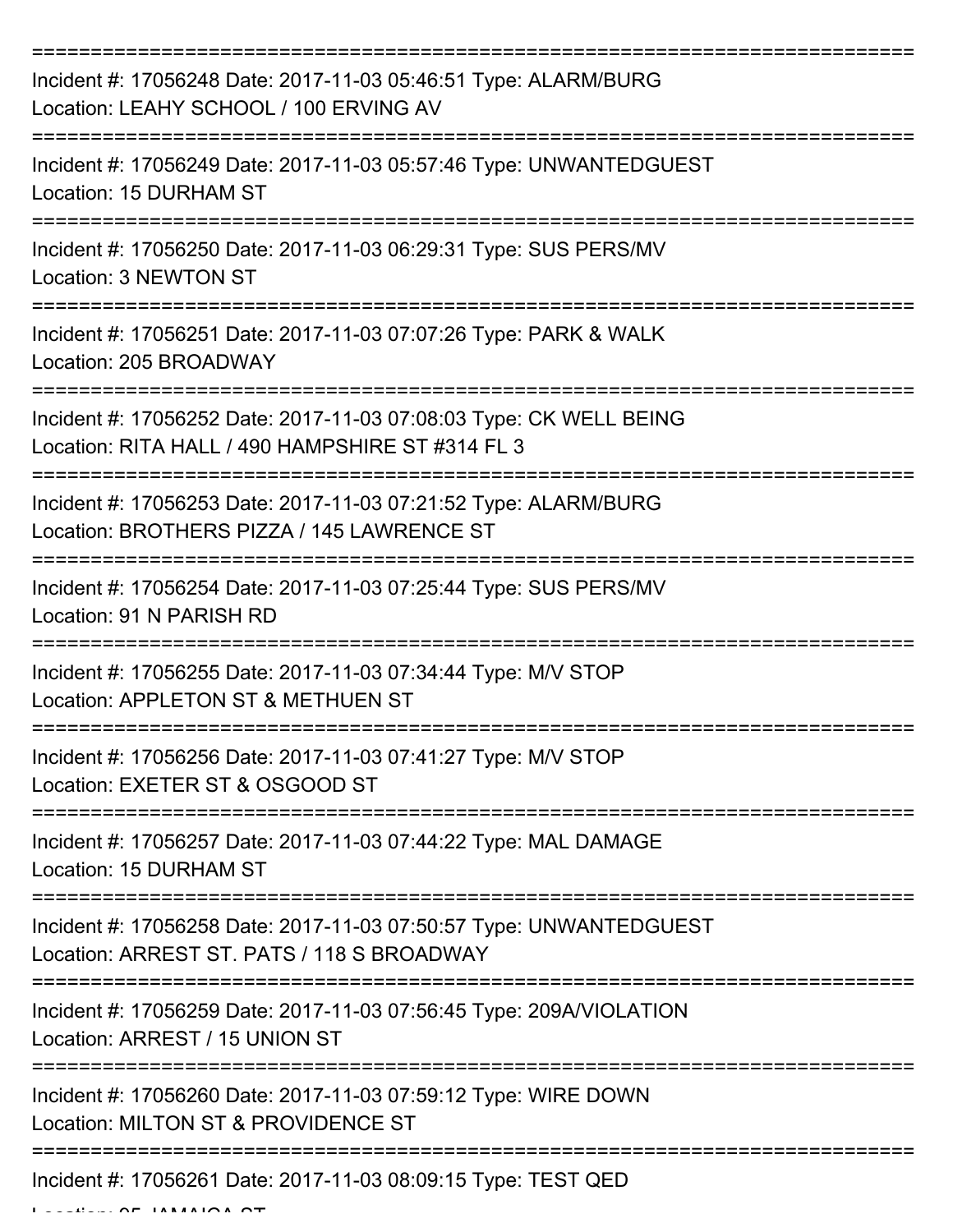===========================================================================

Incident #: 17056248 Date: 2017-11-03 05:46:51 Type: ALARM/BURG
Location: LEAHY SCHOOL / 100 ERVING AV

===========================================================================

Incident #: 17056249 Date: 2017-11-03 05:57:46 Type: UNWANTEDGUEST
Location: 15 DURHAM ST

===========================================================================

Incident #: 17056250 Date: 2017-11-03 06:29:31 Type: SUS PERS/MV
Location: 3 NEWTON ST

===========================================================================

Incident #: 17056251 Date: 2017-11-03 07:07:26 Type: PARK & WALK
Location: 205 BROADWAY

===========================================================================

Incident #: 17056252 Date: 2017-11-03 07:08:03 Type: CK WELL BEING
Location: RITA HALL / 490 HAMPSHIRE ST #314 FL 3

===========================================================================

Incident #: 17056253 Date: 2017-11-03 07:21:52 Type: ALARM/BURG
Location: BROTHERS PIZZA / 145 LAWRENCE ST

===========================================================================

Incident #: 17056254 Date: 2017-11-03 07:25:44 Type: SUS PERS/MV
Location: 91 N PARISH RD

===========================================================================

Incident #: 17056255 Date: 2017-11-03 07:34:44 Type: M/V STOP
Location: APPLETON ST & METHUEN ST

===========================================================================

Incident #: 17056256 Date: 2017-11-03 07:41:27 Type: M/V STOP
Location: EXETER ST & OSGOOD ST

===========================================================================

Incident #: 17056257 Date: 2017-11-03 07:44:22 Type: MAL DAMAGE
Location: 15 DURHAM ST

===========================================================================

Incident #: 17056258 Date: 2017-11-03 07:50:57 Type: UNWANTEDGUEST
Location: ARREST ST. PATS / 118 S BROADWAY

===========================================================================

Incident #: 17056259 Date: 2017-11-03 07:56:45 Type: 209A/VIOLATION
Location: ARREST / 15 UNION ST

===========================================================================

Incident #: 17056260 Date: 2017-11-03 07:59:12 Type: WIRE DOWN
Location: MILTON ST & PROVIDENCE ST

===========================================================================

Incident #: 17056261 Date: 2017-11-03 08:09:15 Type: TEST QED
Location: 25 JAMAICA ST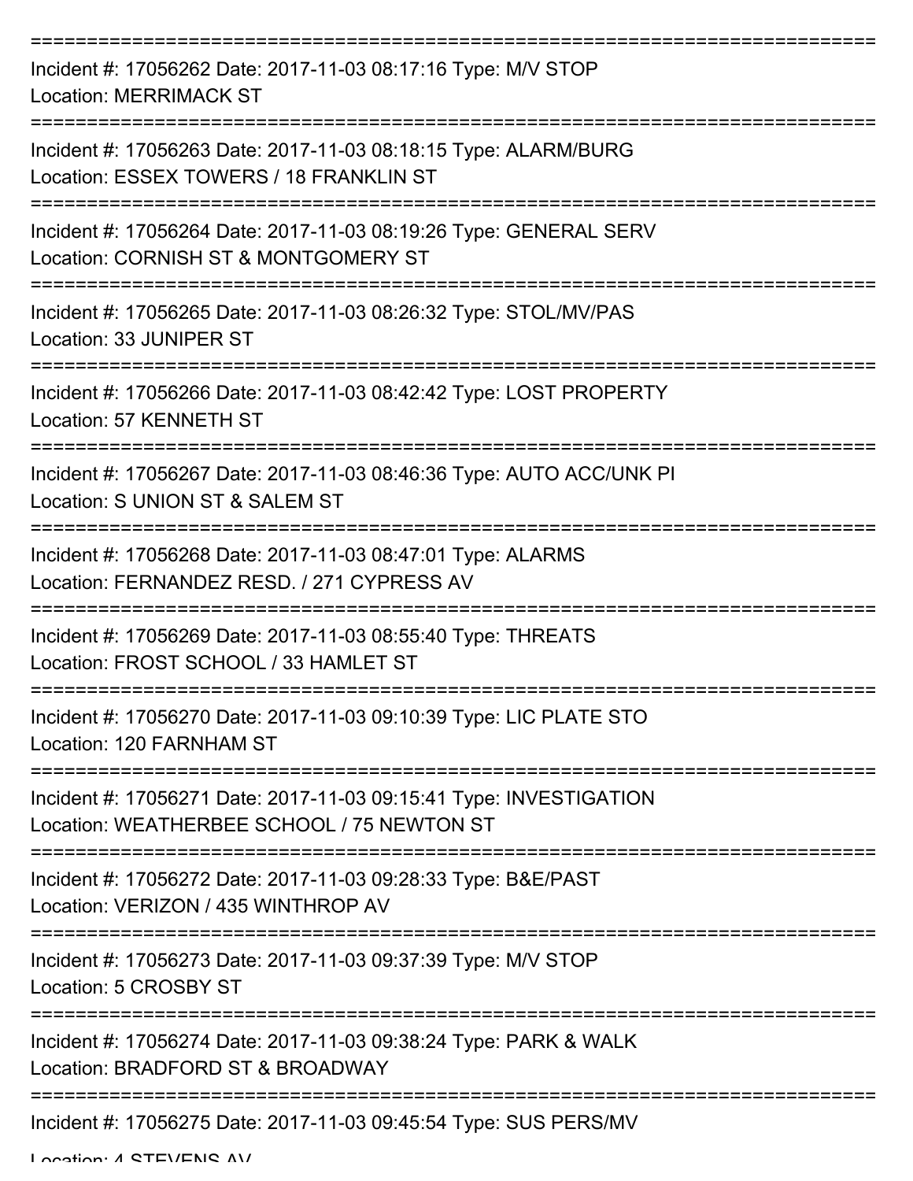===========================================================================

Incident #: 17056262 Date: 2017-11-03 08:17:16 Type: M/V STOP
Location: MERRIMACK ST

===========================================================================

Incident #: 17056263 Date: 2017-11-03 08:18:15 Type: ALARM/BURG
Location: ESSEX TOWERS / 18 FRANKLIN ST

===========================================================================

Incident #: 17056264 Date: 2017-11-03 08:19:26 Type: GENERAL SERV
Location: CORNISH ST & MONTGOMERY ST

===========================================================================

Incident #: 17056265 Date: 2017-11-03 08:26:32 Type: STOL/MV/PAS
Location: 33 JUNIPER ST

===========================================================================

Incident #: 17056266 Date: 2017-11-03 08:42:42 Type: LOST PROPERTY
Location: 57 KENNETH ST

===========================================================================

Incident #: 17056267 Date: 2017-11-03 08:46:36 Type: AUTO ACC/UNK PI
Location: S UNION ST & SALEM ST

===========================================================================

Incident #: 17056268 Date: 2017-11-03 08:47:01 Type: ALARMS
Location: FERNANDEZ RESD. / 271 CYPRESS AV

===========================================================================

Incident #: 17056269 Date: 2017-11-03 08:55:40 Type: THREATS
Location: FROST SCHOOL / 33 HAMLET ST

===========================================================================

Incident #: 17056270 Date: 2017-11-03 09:10:39 Type: LIC PLATE STO
Location: 120 FARNHAM ST

===========================================================================

Incident #: 17056271 Date: 2017-11-03 09:15:41 Type: INVESTIGATION
Location: WEATHERBEE SCHOOL / 75 NEWTON ST

===========================================================================

Incident #: 17056272 Date: 2017-11-03 09:28:33 Type: B&E/PAST
Location: VERIZON / 435 WINTHROP AV

===========================================================================

Incident #: 17056273 Date: 2017-11-03 09:37:39 Type: M/V STOP
Location: 5 CROSBY ST

===========================================================================

Incident #: 17056274 Date: 2017-11-03 09:38:24 Type: PARK & WALK
Location: BRADFORD ST & BROADWAY

===========================================================================

Incident #: 17056275 Date: 2017-11-03 09:45:54 Type: SUS PERS/MV
Location: 4 STEVENS AV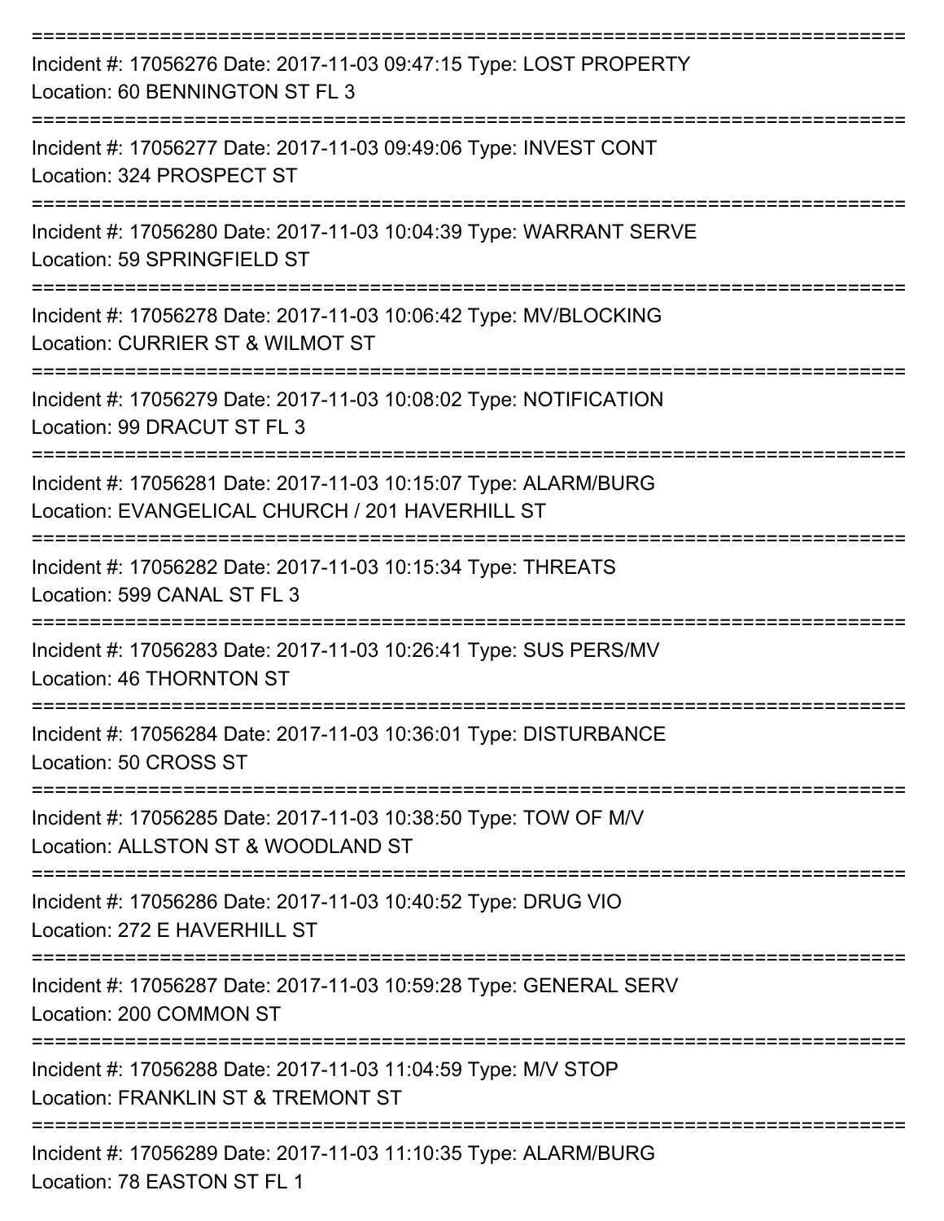===========================================================================
Incident #: 17056276 Date: 2017-11-03 09:47:15 Type: LOST PROPERTY
Location: 60 BENNINGTON ST FL 3
===========================================================================
Incident #: 17056277 Date: 2017-11-03 09:49:06 Type: INVEST CONT
Location: 324 PROSPECT ST
===========================================================================
Incident #: 17056280 Date: 2017-11-03 10:04:39 Type: WARRANT SERVE
Location: 59 SPRINGFIELD ST
===========================================================================
Incident #: 17056278 Date: 2017-11-03 10:06:42 Type: MV/BLOCKING
Location: CURRIER ST & WILMOT ST
===========================================================================
Incident #: 17056279 Date: 2017-11-03 10:08:02 Type: NOTIFICATION
Location: 99 DRACUT ST FL 3
===========================================================================
Incident #: 17056281 Date: 2017-11-03 10:15:07 Type: ALARM/BURG
Location: EVANGELICAL CHURCH / 201 HAVERHILL ST
===========================================================================
Incident #: 17056282 Date: 2017-11-03 10:15:34 Type: THREATS
Location: 599 CANAL ST FL 3
===========================================================================
Incident #: 17056283 Date: 2017-11-03 10:26:41 Type: SUS PERS/MV
Location: 46 THORNTON ST
===========================================================================
Incident #: 17056284 Date: 2017-11-03 10:36:01 Type: DISTURBANCE
Location: 50 CROSS ST
===========================================================================
Incident #: 17056285 Date: 2017-11-03 10:38:50 Type: TOW OF M/V
Location: ALLSTON ST & WOODLAND ST
===========================================================================
Incident #: 17056286 Date: 2017-11-03 10:40:52 Type: DRUG VIO
Location: 272 E HAVERHILL ST
===========================================================================
Incident #: 17056287 Date: 2017-11-03 10:59:28 Type: GENERAL SERV
Location: 200 COMMON ST
===========================================================================
Incident #: 17056288 Date: 2017-11-03 11:04:59 Type: M/V STOP
Location: FRANKLIN ST & TREMONT ST
===========================================================================
Incident #: 17056289 Date: 2017-11-03 11:10:35 Type: ALARM/BURG
Location: 78 EASTON ST FL 1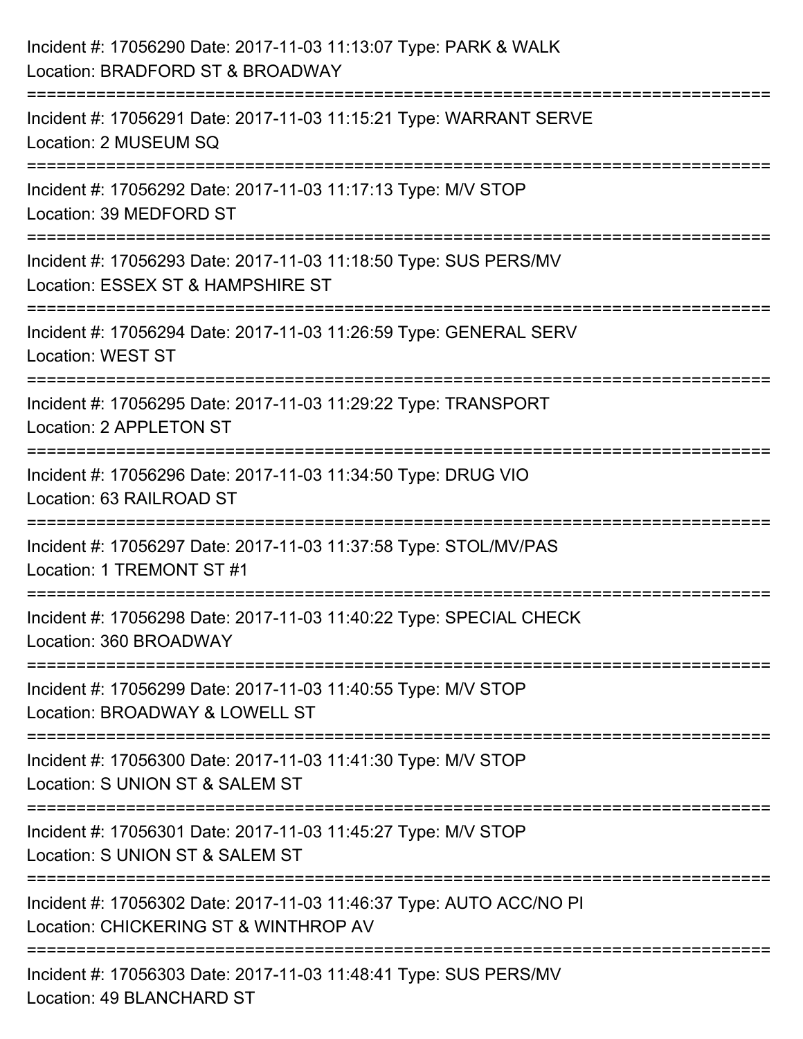Incident #: 17056290 Date: 2017-11-03 11:13:07 Type: PARK & WALK
Location: BRADFORD ST & BROADWAY

===========================================================================

Incident #: 17056291 Date: 2017-11-03 11:15:21 Type: WARRANT SERVE
Location: 2 MUSEUM SQ

===========================================================================

Incident #: 17056292 Date: 2017-11-03 11:17:13 Type: M/V STOP
Location: 39 MEDFORD ST

===========================================================================

Incident #: 17056293 Date: 2017-11-03 11:18:50 Type: SUS PERS/MV
Location: ESSEX ST & HAMPSHIRE ST

===========================================================================

Incident #: 17056294 Date: 2017-11-03 11:26:59 Type: GENERAL SERV
Location: WEST ST

===========================================================================

Incident #: 17056295 Date: 2017-11-03 11:29:22 Type: TRANSPORT
Location: 2 APPLETON ST

===========================================================================

Incident #: 17056296 Date: 2017-11-03 11:34:50 Type: DRUG VIO
Location: 63 RAILROAD ST

===========================================================================

Incident #: 17056297 Date: 2017-11-03 11:37:58 Type: STOL/MV/PAS
Location: 1 TREMONT ST #1

===========================================================================

Incident #: 17056298 Date: 2017-11-03 11:40:22 Type: SPECIAL CHECK
Location: 360 BROADWAY

===========================================================================

Incident #: 17056299 Date: 2017-11-03 11:40:55 Type: M/V STOP
Location: BROADWAY & LOWELL ST

===========================================================================

Incident #: 17056300 Date: 2017-11-03 11:41:30 Type: M/V STOP
Location: S UNION ST & SALEM ST

===========================================================================

Incident #: 17056301 Date: 2017-11-03 11:45:27 Type: M/V STOP
Location: S UNION ST & SALEM ST

===========================================================================

Incident #: 17056302 Date: 2017-11-03 11:46:37 Type: AUTO ACC/NO PI
Location: CHICKERING ST & WINTHROP AV

===========================================================================

Incident #: 17056303 Date: 2017-11-03 11:48:41 Type: SUS PERS/MV
Location: 49 BLANCHARD ST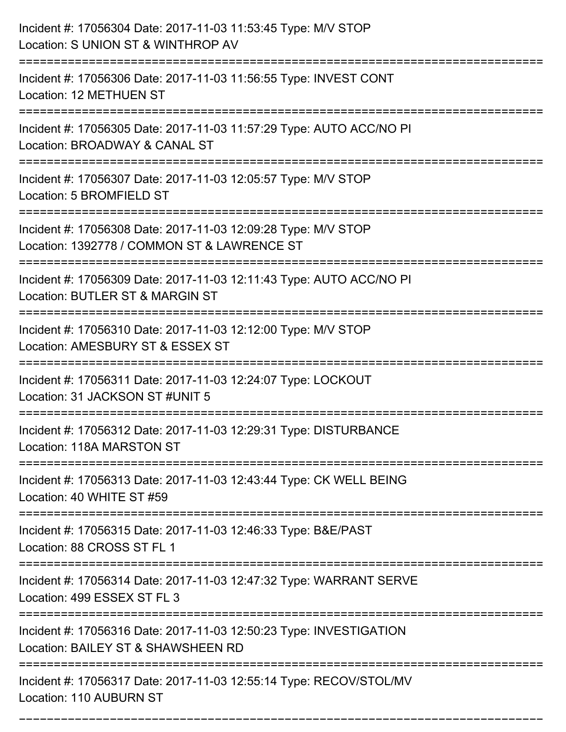Incident #: 17056304 Date: 2017-11-03 11:53:45 Type: M/V STOP
Location: S UNION ST & WINTHROP AV

===========================================================================

Incident #: 17056306 Date: 2017-11-03 11:56:55 Type: INVEST CONT
Location: 12 METHUEN ST

===========================================================================

Incident #: 17056305 Date: 2017-11-03 11:57:29 Type: AUTO ACC/NO PI
Location: BROADWAY & CANAL ST

===========================================================================

Incident #: 17056307 Date: 2017-11-03 12:05:57 Type: M/V STOP
Location: 5 BROMFIELD ST

===========================================================================

Incident #: 17056308 Date: 2017-11-03 12:09:28 Type: M/V STOP
Location: 1392778 / COMMON ST & LAWRENCE ST

===========================================================================

Incident #: 17056309 Date: 2017-11-03 12:11:43 Type: AUTO ACC/NO PI
Location: BUTLER ST & MARGIN ST

===========================================================================

Incident #: 17056310 Date: 2017-11-03 12:12:00 Type: M/V STOP
Location: AMESBURY ST & ESSEX ST

===========================================================================

Incident #: 17056311 Date: 2017-11-03 12:24:07 Type: LOCKOUT
Location: 31 JACKSON ST #UNIT 5

===========================================================================

Incident #: 17056312 Date: 2017-11-03 12:29:31 Type: DISTURBANCE
Location: 118A MARSTON ST

===========================================================================

Incident #: 17056313 Date: 2017-11-03 12:43:44 Type: CK WELL BEING
Location: 40 WHITE ST #59

===========================================================================

Incident #: 17056315 Date: 2017-11-03 12:46:33 Type: B&E/PAST
Location: 88 CROSS ST FL 1

===========================================================================

Incident #: 17056314 Date: 2017-11-03 12:47:32 Type: WARRANT SERVE
Location: 499 ESSEX ST FL 3

===========================================================================

Incident #: 17056316 Date: 2017-11-03 12:50:23 Type: INVESTIGATION
Location: BAILEY ST & SHAWSHEEN RD

===========================================================================

Incident #: 17056317 Date: 2017-11-03 12:55:14 Type: RECOV/STOL/MV
Location: 110 AUBURN ST

===========================================================================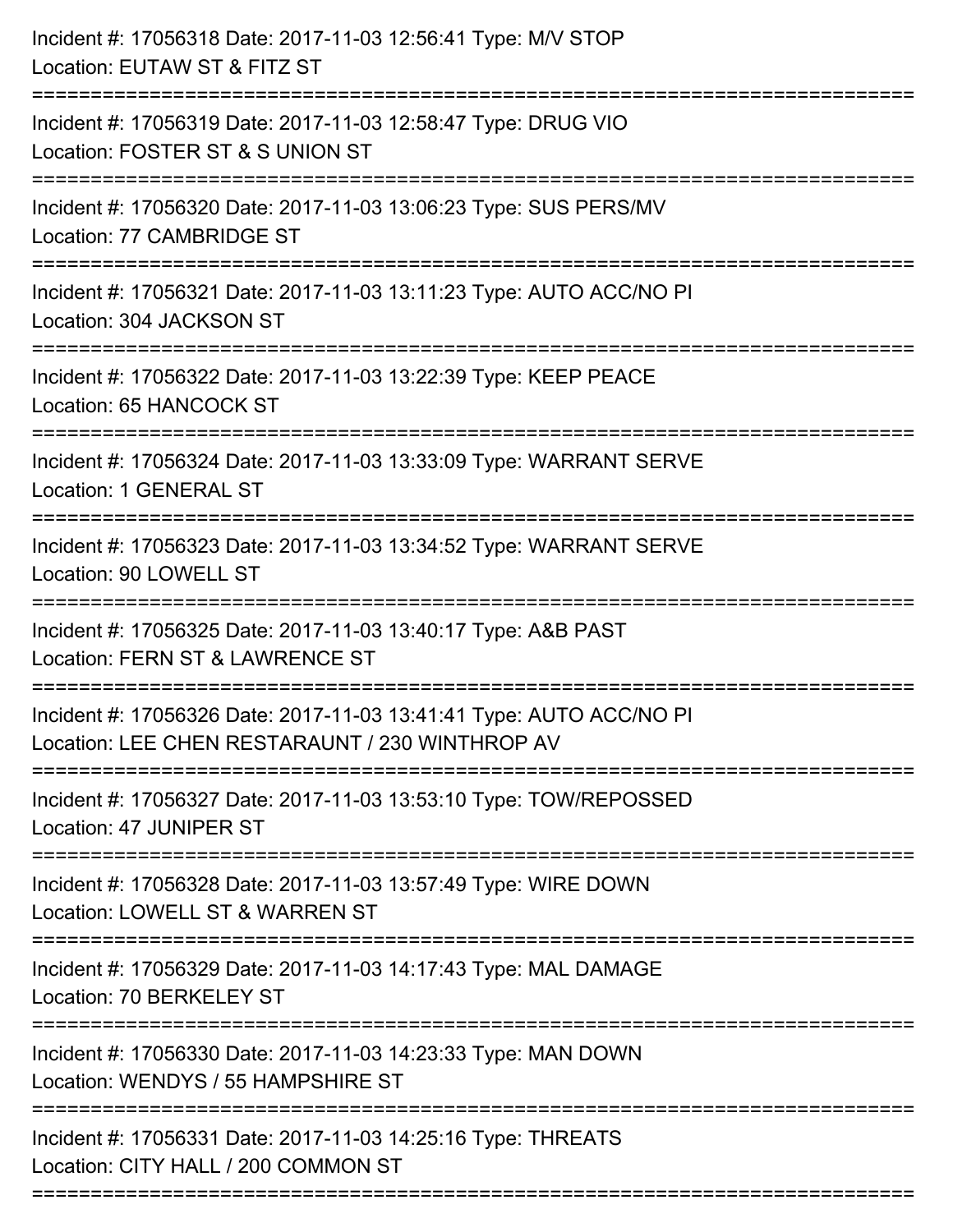Incident #: 17056318 Date: 2017-11-03 12:56:41 Type: M/V STOP
Location: EUTAW ST & FITZ ST

===========================================================================

Incident #: 17056319 Date: 2017-11-03 12:58:47 Type: DRUG VIO
Location: FOSTER ST & S UNION ST

===========================================================================

Incident #: 17056320 Date: 2017-11-03 13:06:23 Type: SUS PERS/MV
Location: 77 CAMBRIDGE ST

===========================================================================

Incident #: 17056321 Date: 2017-11-03 13:11:23 Type: AUTO ACC/NO PI
Location: 304 JACKSON ST

===========================================================================

Incident #: 17056322 Date: 2017-11-03 13:22:39 Type: KEEP PEACE
Location: 65 HANCOCK ST

===========================================================================

Incident #: 17056324 Date: 2017-11-03 13:33:09 Type: WARRANT SERVE
Location: 1 GENERAL ST

===========================================================================

Incident #: 17056323 Date: 2017-11-03 13:34:52 Type: WARRANT SERVE
Location: 90 LOWELL ST

===========================================================================

Incident #: 17056325 Date: 2017-11-03 13:40:17 Type: A&B PAST
Location: FERN ST & LAWRENCE ST

===========================================================================

Incident #: 17056326 Date: 2017-11-03 13:41:41 Type: AUTO ACC/NO PI
Location: LEE CHEN RESTARAUNT / 230 WINTHROP AV

===========================================================================

Incident #: 17056327 Date: 2017-11-03 13:53:10 Type: TOW/REPOSSED
Location: 47 JUNIPER ST

===========================================================================

Incident #: 17056328 Date: 2017-11-03 13:57:49 Type: WIRE DOWN
Location: LOWELL ST & WARREN ST

===========================================================================

Incident #: 17056329 Date: 2017-11-03 14:17:43 Type: MAL DAMAGE
Location: 70 BERKELEY ST

===========================================================================

Incident #: 17056330 Date: 2017-11-03 14:23:33 Type: MAN DOWN
Location: WENDYS / 55 HAMPSHIRE ST

===========================================================================

Incident #: 17056331 Date: 2017-11-03 14:25:16 Type: THREATS
Location: CITY HALL / 200 COMMON ST

===========================================================================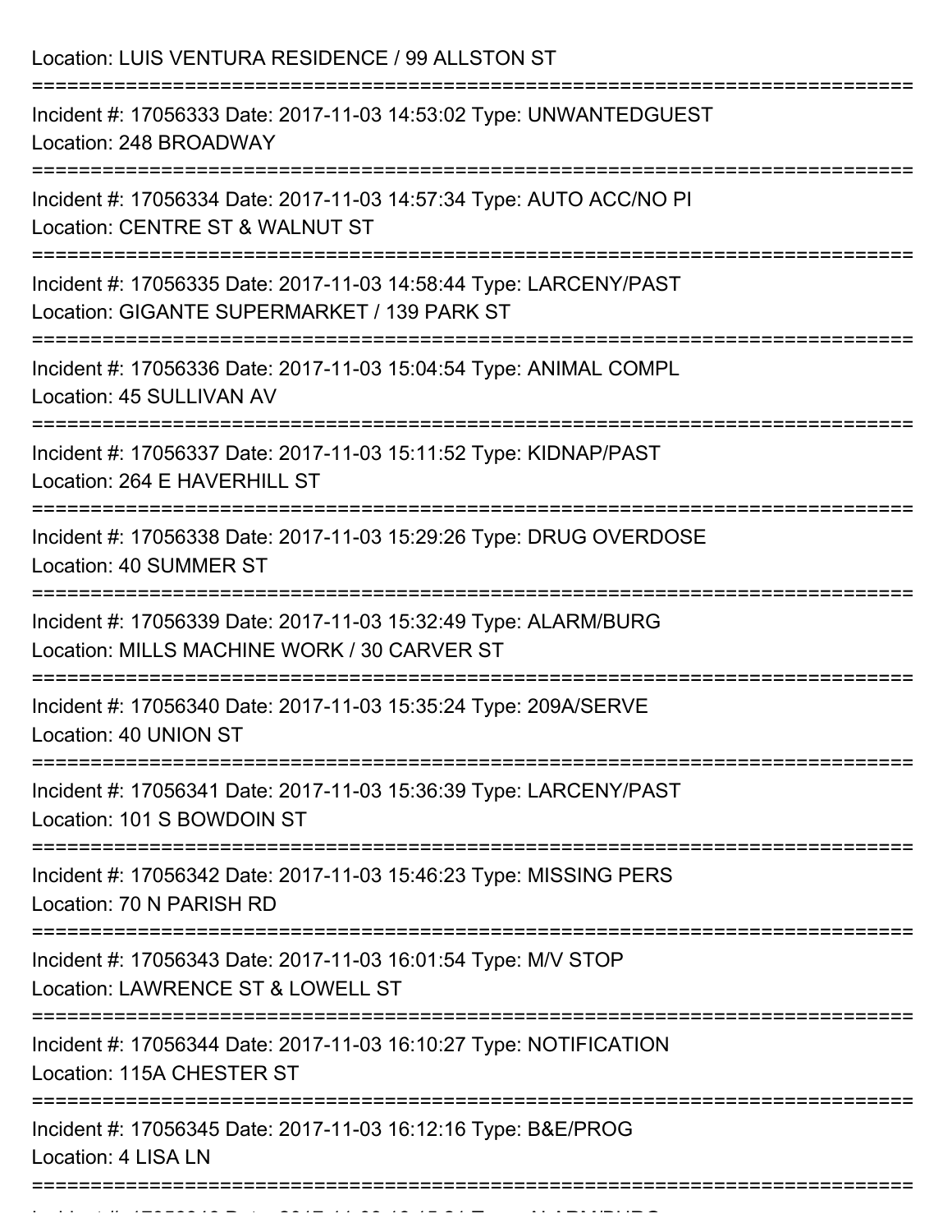Location: LUIS VENTURA RESIDENCE / 99 ALLSTON ST

===========================================================================

Incident #: 17056333 Date: 2017-11-03 14:53:02 Type: UNWANTEDGUEST
Location: 248 BROADWAY

===========================================================================

Incident #: 17056334 Date: 2017-11-03 14:57:34 Type: AUTO ACC/NO PI
Location: CENTRE ST & WALNUT ST

===========================================================================

Incident #: 17056335 Date: 2017-11-03 14:58:44 Type: LARCENY/PAST
Location: GIGANTE SUPERMARKET / 139 PARK ST

===========================================================================

Incident #: 17056336 Date: 2017-11-03 15:04:54 Type: ANIMAL COMPL
Location: 45 SULLIVAN AV

===========================================================================

Incident #: 17056337 Date: 2017-11-03 15:11:52 Type: KIDNAP/PAST
Location: 264 E HAVERHILL ST

===========================================================================

Incident #: 17056338 Date: 2017-11-03 15:29:26 Type: DRUG OVERDOSE
Location: 40 SUMMER ST

===========================================================================

Incident #: 17056339 Date: 2017-11-03 15:32:49 Type: ALARM/BURG
Location: MILLS MACHINE WORK / 30 CARVER ST

===========================================================================

Incident #: 17056340 Date: 2017-11-03 15:35:24 Type: 209A/SERVE
Location: 40 UNION ST

===========================================================================

Incident #: 17056341 Date: 2017-11-03 15:36:39 Type: LARCENY/PAST
Location: 101 S BOWDOIN ST

===========================================================================

Incident #: 17056342 Date: 2017-11-03 15:46:23 Type: MISSING PERS
Location: 70 N PARISH RD

===========================================================================

Incident #: 17056343 Date: 2017-11-03 16:01:54 Type: M/V STOP
Location: LAWRENCE ST & LOWELL ST

===========================================================================

Incident #: 17056344 Date: 2017-11-03 16:10:27 Type: NOTIFICATION
Location: 115A CHESTER ST

===========================================================================

Incident #: 17056345 Date: 2017-11-03 16:12:16 Type: B&E/PROG
Location: 4 LISA LN

===========================================================================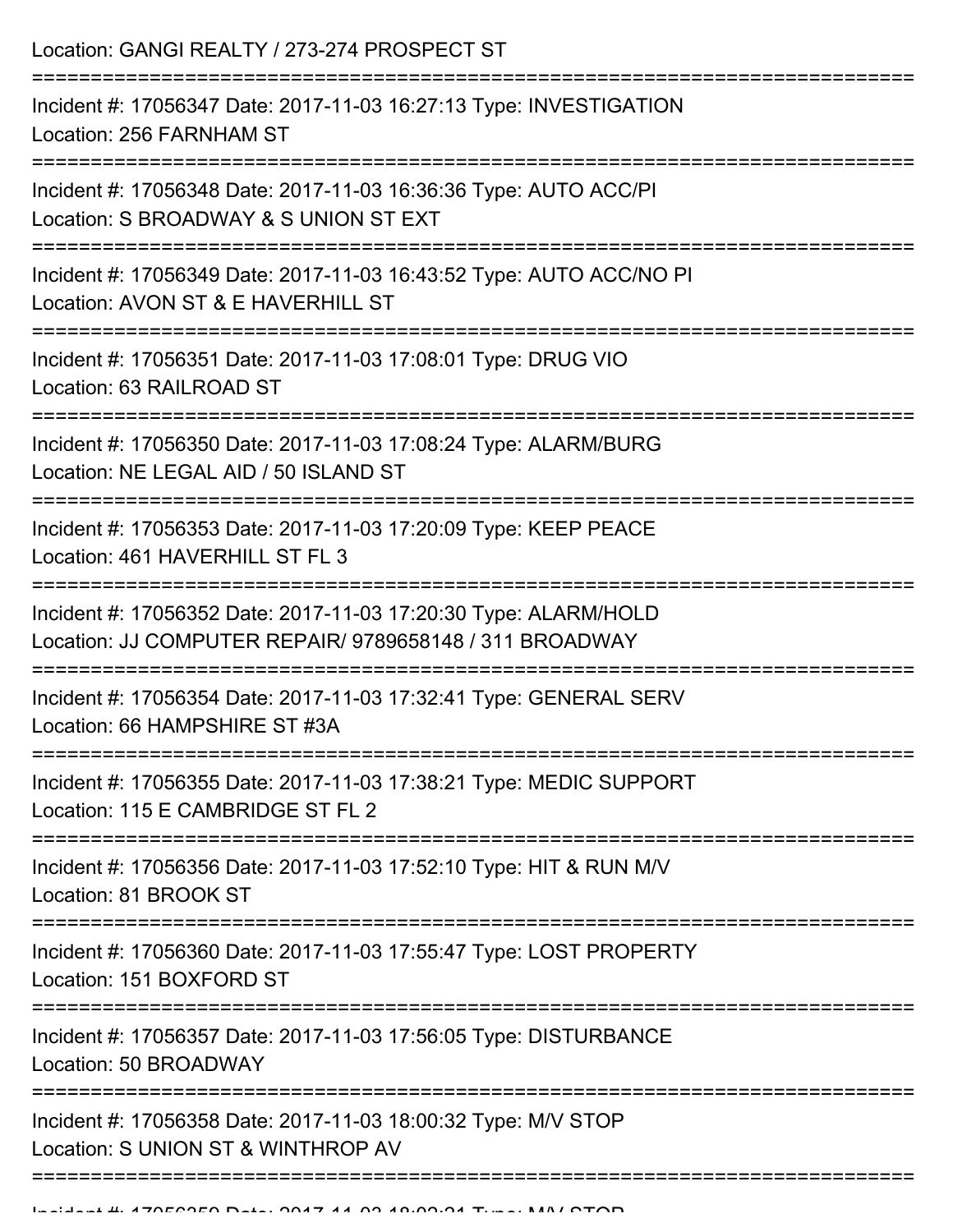Location: GANGI REALTY / 273-274 PROSPECT ST

===========================================================================

Incident #: 17056347 Date: 2017-11-03 16:27:13 Type: INVESTIGATION
Location: 256 FARNHAM ST

===========================================================================

Incident #: 17056348 Date: 2017-11-03 16:36:36 Type: AUTO ACC/PI
Location: S BROADWAY & S UNION ST EXT

===========================================================================

Incident #: 17056349 Date: 2017-11-03 16:43:52 Type: AUTO ACC/NO PI
Location: AVON ST & E HAVERHILL ST

===========================================================================

Incident #: 17056351 Date: 2017-11-03 17:08:01 Type: DRUG VIO
Location: 63 RAILROAD ST

===========================================================================

Incident #: 17056350 Date: 2017-11-03 17:08:24 Type: ALARM/BURG
Location: NE LEGAL AID / 50 ISLAND ST

===========================================================================

Incident #: 17056353 Date: 2017-11-03 17:20:09 Type: KEEP PEACE
Location: 461 HAVERHILL ST FL 3

===========================================================================

Incident #: 17056352 Date: 2017-11-03 17:20:30 Type: ALARM/HOLD
Location: JJ COMPUTER REPAIR/ 9789658148 / 311 BROADWAY

===========================================================================

Incident #: 17056354 Date: 2017-11-03 17:32:41 Type: GENERAL SERV
Location: 66 HAMPSHIRE ST #3A

===========================================================================

Incident #: 17056355 Date: 2017-11-03 17:38:21 Type: MEDIC SUPPORT
Location: 115 E CAMBRIDGE ST FL 2

===========================================================================

Incident #: 17056356 Date: 2017-11-03 17:52:10 Type: HIT & RUN M/V
Location: 81 BROOK ST

===========================================================================

Incident #: 17056360 Date: 2017-11-03 17:55:47 Type: LOST PROPERTY
Location: 151 BOXFORD ST

===========================================================================

Incident #: 17056357 Date: 2017-11-03 17:56:05 Type: DISTURBANCE
Location: 50 BROADWAY

===========================================================================

Incident #: 17056358 Date: 2017-11-03 18:00:32 Type: M/V STOP
Location: S UNION ST & WINTHROP AV

===========================================================================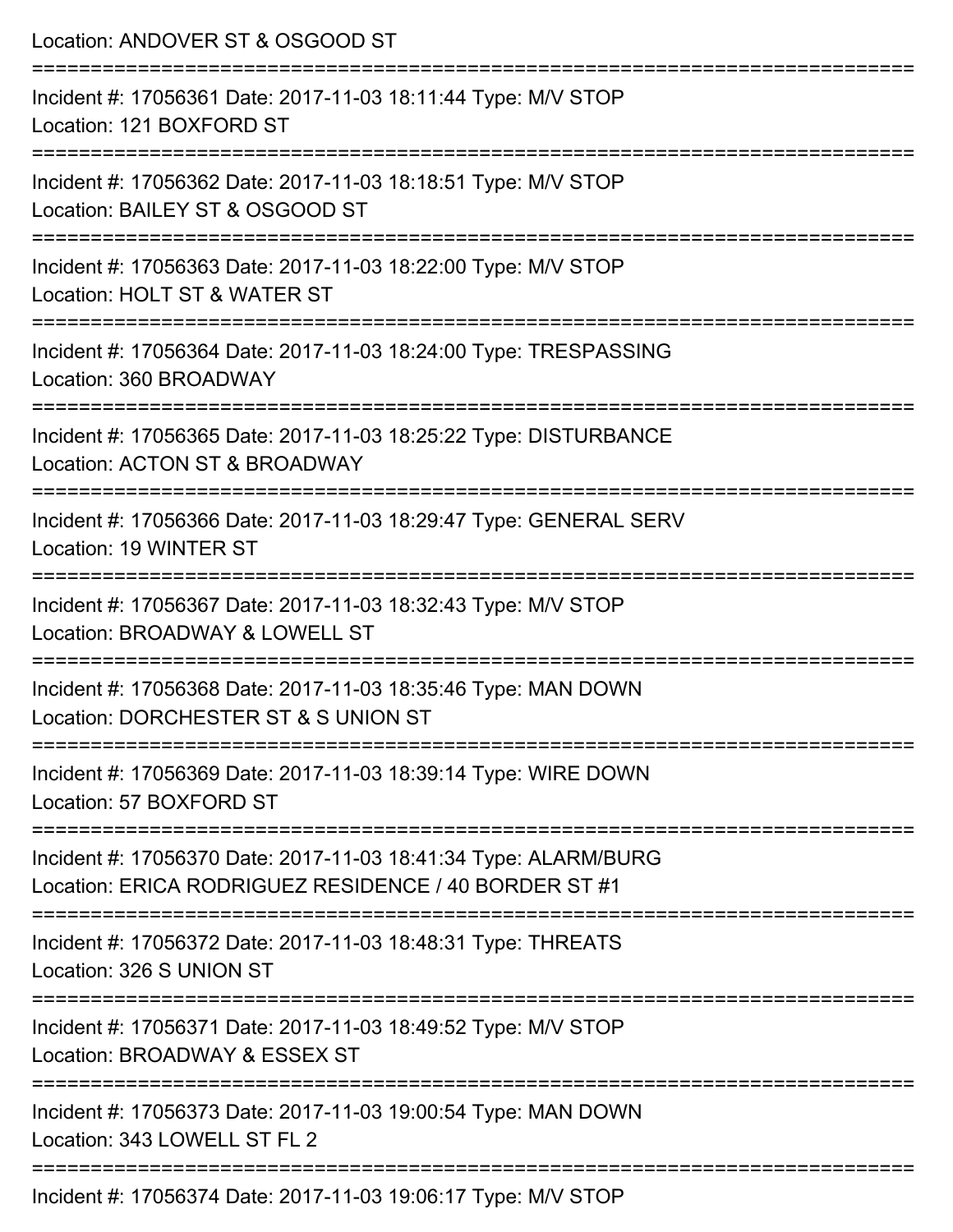Location: ANDOVER ST & OSGOOD ST

===========================================================================

Incident #: 17056361 Date: 2017-11-03 18:11:44 Type: M/V STOP
Location: 121 BOXFORD ST

===========================================================================

Incident #: 17056362 Date: 2017-11-03 18:18:51 Type: M/V STOP
Location: BAILEY ST & OSGOOD ST

===========================================================================

Incident #: 17056363 Date: 2017-11-03 18:22:00 Type: M/V STOP
Location: HOLT ST & WATER ST

===========================================================================

Incident #: 17056364 Date: 2017-11-03 18:24:00 Type: TRESPASSING
Location: 360 BROADWAY

===========================================================================

Incident #: 17056365 Date: 2017-11-03 18:25:22 Type: DISTURBANCE
Location: ACTON ST & BROADWAY

===========================================================================

Incident #: 17056366 Date: 2017-11-03 18:29:47 Type: GENERAL SERV
Location: 19 WINTER ST

===========================================================================

Incident #: 17056367 Date: 2017-11-03 18:32:43 Type: M/V STOP
Location: BROADWAY & LOWELL ST

===========================================================================

Incident #: 17056368 Date: 2017-11-03 18:35:46 Type: MAN DOWN
Location: DORCHESTER ST & S UNION ST

===========================================================================

Incident #: 17056369 Date: 2017-11-03 18:39:14 Type: WIRE DOWN
Location: 57 BOXFORD ST

===========================================================================

Incident #: 17056370 Date: 2017-11-03 18:41:34 Type: ALARM/BURG
Location: ERICA RODRIGUEZ RESIDENCE / 40 BORDER ST #1

===========================================================================

Incident #: 17056372 Date: 2017-11-03 18:48:31 Type: THREATS
Location: 326 S UNION ST

===========================================================================

Incident #: 17056371 Date: 2017-11-03 18:49:52 Type: M/V STOP
Location: BROADWAY & ESSEX ST

===========================================================================

Incident #: 17056373 Date: 2017-11-03 19:00:54 Type: MAN DOWN
Location: 343 LOWELL ST FL 2

===========================================================================

Incident #: 17056374 Date: 2017-11-03 19:06:17 Type: M/V STOP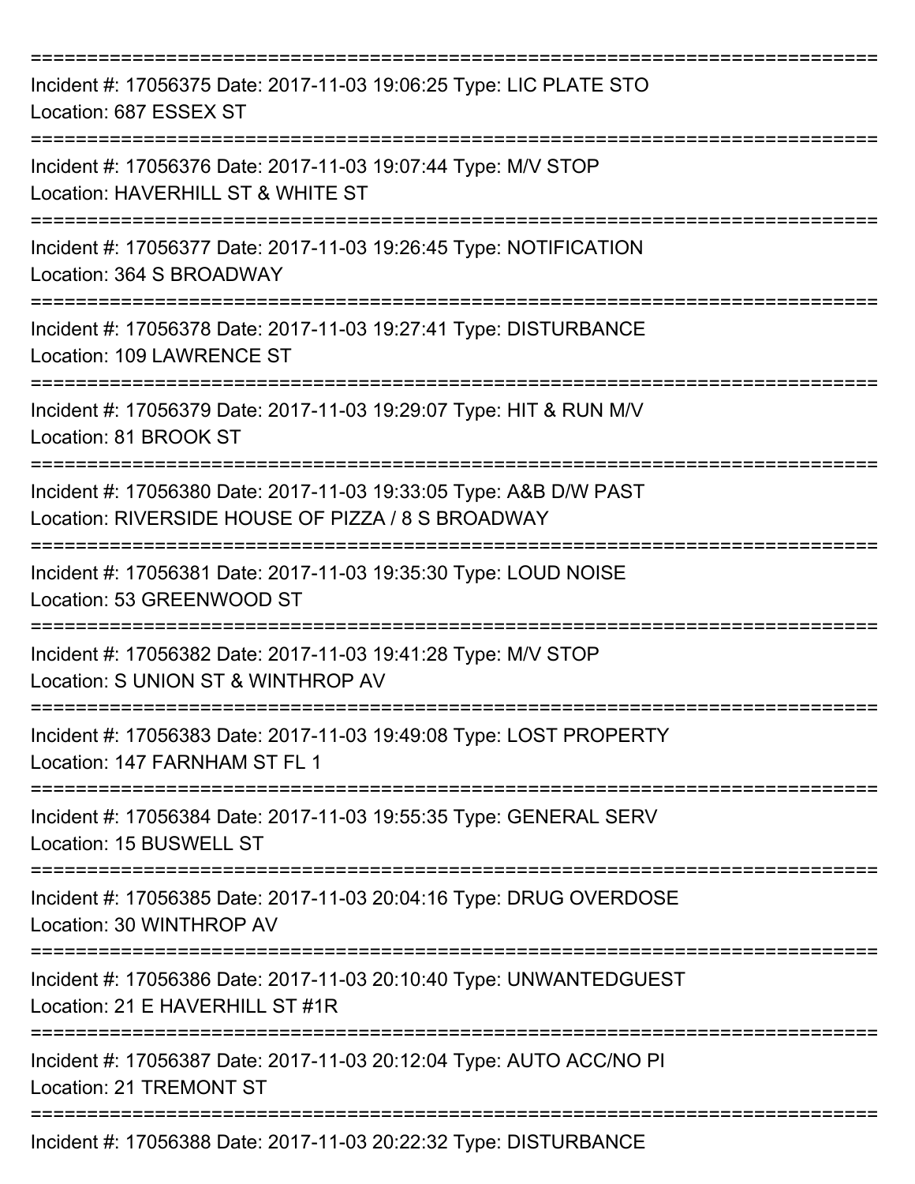===========================================================================

Incident #: 17056375 Date: 2017-11-03 19:06:25 Type: LIC PLATE STO
Location: 687 ESSEX ST

===========================================================================

Incident #: 17056376 Date: 2017-11-03 19:07:44 Type: M/V STOP
Location: HAVERHILL ST & WHITE ST

===========================================================================

Incident #: 17056377 Date: 2017-11-03 19:26:45 Type: NOTIFICATION
Location: 364 S BROADWAY

===========================================================================

Incident #: 17056378 Date: 2017-11-03 19:27:41 Type: DISTURBANCE
Location: 109 LAWRENCE ST

===========================================================================

Incident #: 17056379 Date: 2017-11-03 19:29:07 Type: HIT & RUN M/V
Location: 81 BROOK ST

===========================================================================

Incident #: 17056380 Date: 2017-11-03 19:33:05 Type: A&B D/W PAST
Location: RIVERSIDE HOUSE OF PIZZA / 8 S BROADWAY

===========================================================================

Incident #: 17056381 Date: 2017-11-03 19:35:30 Type: LOUD NOISE
Location: 53 GREENWOOD ST

===========================================================================

Incident #: 17056382 Date: 2017-11-03 19:41:28 Type: M/V STOP
Location: S UNION ST & WINTHROP AV

===========================================================================

Incident #: 17056383 Date: 2017-11-03 19:49:08 Type: LOST PROPERTY
Location: 147 FARNHAM ST FL 1

===========================================================================

Incident #: 17056384 Date: 2017-11-03 19:55:35 Type: GENERAL SERV
Location: 15 BUSWELL ST

===========================================================================

Incident #: 17056385 Date: 2017-11-03 20:04:16 Type: DRUG OVERDOSE
Location: 30 WINTHROP AV

===========================================================================

Incident #: 17056386 Date: 2017-11-03 20:10:40 Type: UNWANTEDGUEST
Location: 21 E HAVERHILL ST #1R

===========================================================================

Incident #: 17056387 Date: 2017-11-03 20:12:04 Type: AUTO ACC/NO PI
Location: 21 TREMONT ST

===========================================================================

Incident #: 17056388 Date: 2017-11-03 20:22:32 Type: DISTURBANCE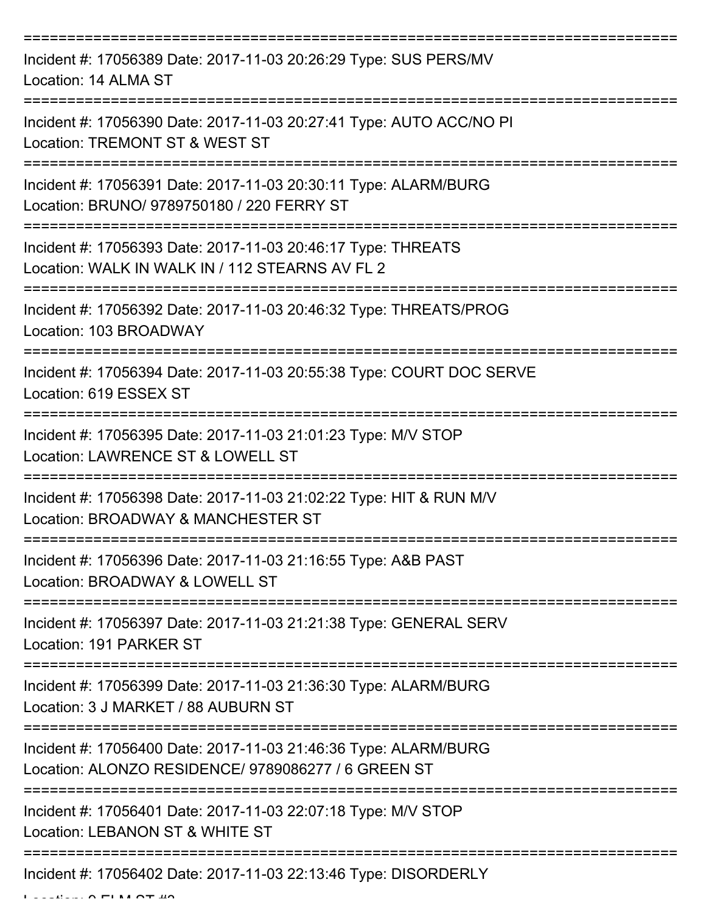===========================================================================

Incident #: 17056389 Date: 2017-11-03 20:26:29 Type: SUS PERS/MV
Location: 14 ALMA ST

===========================================================================

Incident #: 17056390 Date: 2017-11-03 20:27:41 Type: AUTO ACC/NO PI
Location: TREMONT ST & WEST ST

===========================================================================

Incident #: 17056391 Date: 2017-11-03 20:30:11 Type: ALARM/BURG
Location: BRUNO/ 9789750180 / 220 FERRY ST

===========================================================================

Incident #: 17056393 Date: 2017-11-03 20:46:17 Type: THREATS
Location: WALK IN WALK IN / 112 STEARNS AV FL 2

===========================================================================

Incident #: 17056392 Date: 2017-11-03 20:46:32 Type: THREATS/PROG
Location: 103 BROADWAY

===========================================================================

Incident #: 17056394 Date: 2017-11-03 20:55:38 Type: COURT DOC SERVE
Location: 619 ESSEX ST

===========================================================================

Incident #: 17056395 Date: 2017-11-03 21:01:23 Type: M/V STOP
Location: LAWRENCE ST & LOWELL ST

===========================================================================

Incident #: 17056398 Date: 2017-11-03 21:02:22 Type: HIT & RUN M/V
Location: BROADWAY & MANCHESTER ST

===========================================================================

Incident #: 17056396 Date: 2017-11-03 21:16:55 Type: A&B PAST
Location: BROADWAY & LOWELL ST

===========================================================================

Incident #: 17056397 Date: 2017-11-03 21:21:38 Type: GENERAL SERV
Location: 191 PARKER ST

===========================================================================

Incident #: 17056399 Date: 2017-11-03 21:36:30 Type: ALARM/BURG
Location: 3 J MARKET / 88 AUBURN ST

===========================================================================

Incident #: 17056400 Date: 2017-11-03 21:46:36 Type: ALARM/BURG
Location: ALONZO RESIDENCE/ 9789086277 / 6 GREEN ST

===========================================================================

Incident #: 17056401 Date: 2017-11-03 22:07:18 Type: M/V STOP
Location: LEBANON ST & WHITE ST

===========================================================================

Incident #: 17056402 Date: 2017-11-03 22:13:46 Type: DISORDERLY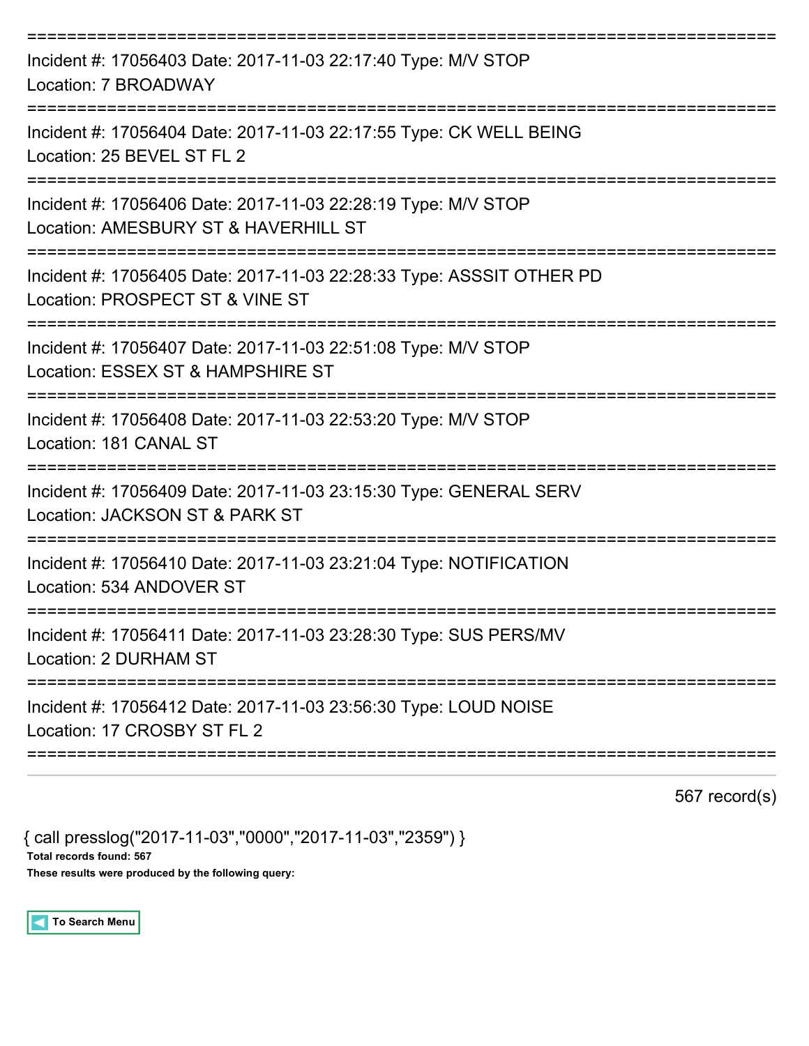===========================================================================

Incident #: 17056403 Date: 2017-11-03 22:17:40 Type: M/V STOP
Location: 7 BROADWAY

===========================================================================

Incident #: 17056404 Date: 2017-11-03 22:17:55 Type: CK WELL BEING
Location: 25 BEVEL ST FL 2

===========================================================================

Incident #: 17056406 Date: 2017-11-03 22:28:19 Type: M/V STOP
Location: AMESBURY ST & HAVERHILL ST

===========================================================================

Incident #: 17056405 Date: 2017-11-03 22:28:33 Type: ASSSIT OTHER PD
Location: PROSPECT ST & VINE ST

===========================================================================

Incident #: 17056407 Date: 2017-11-03 22:51:08 Type: M/V STOP
Location: ESSEX ST & HAMPSHIRE ST

===========================================================================

Incident #: 17056408 Date: 2017-11-03 22:53:20 Type: M/V STOP
Location: 181 CANAL ST

===========================================================================

Incident #: 17056409 Date: 2017-11-03 23:15:30 Type: GENERAL SERV
Location: JACKSON ST & PARK ST

===========================================================================

Incident #: 17056410 Date: 2017-11-03 23:21:04 Type: NOTIFICATION
Location: 534 ANDOVER ST

===========================================================================

Incident #: 17056411 Date: 2017-11-03 23:28:30 Type: SUS PERS/MV
Location: 2 DURHAM ST

===========================================================================

Incident #: 17056412 Date: 2017-11-03 23:56:30 Type: LOUD NOISE
Location: 17 CROSBY ST FL 2

===========================================================================

567 record(s)

{ call presslog("2017-11-03","0000","2017-11-03","2359") }

**Total records found: 567**

**These results were produced by the following query:**

To Search Menu